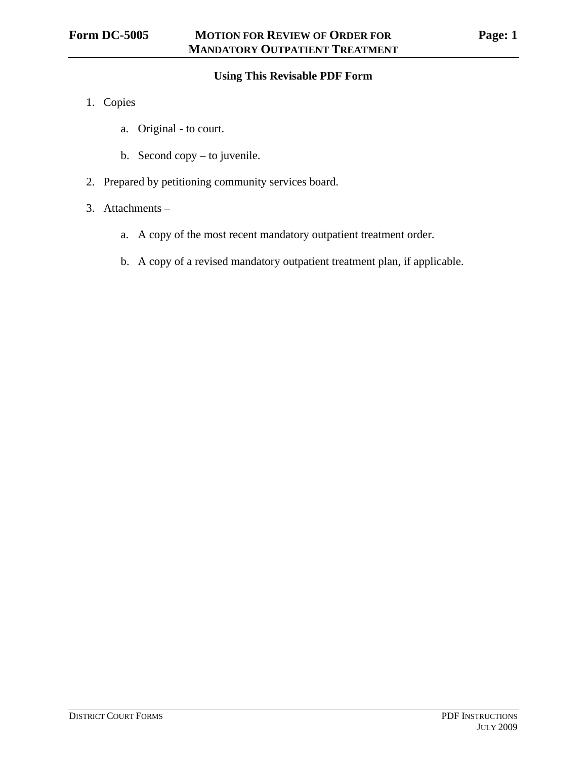# Form DC-5005 MOTION FOR REVIEW OF ORDER FOR MANDATORY OUTPATIENT TREATMENT

## Using This Revisable PDF Form

1. Copies
   a. Original - to court.
   b. Second copy – to juvenile.
2. Prepared by petitioning community services board.
3. Attachments –
   a. A copy of the most recent mandatory outpatient treatment order.
   b. A copy of a revised mandatory outpatient treatment plan, if applicable.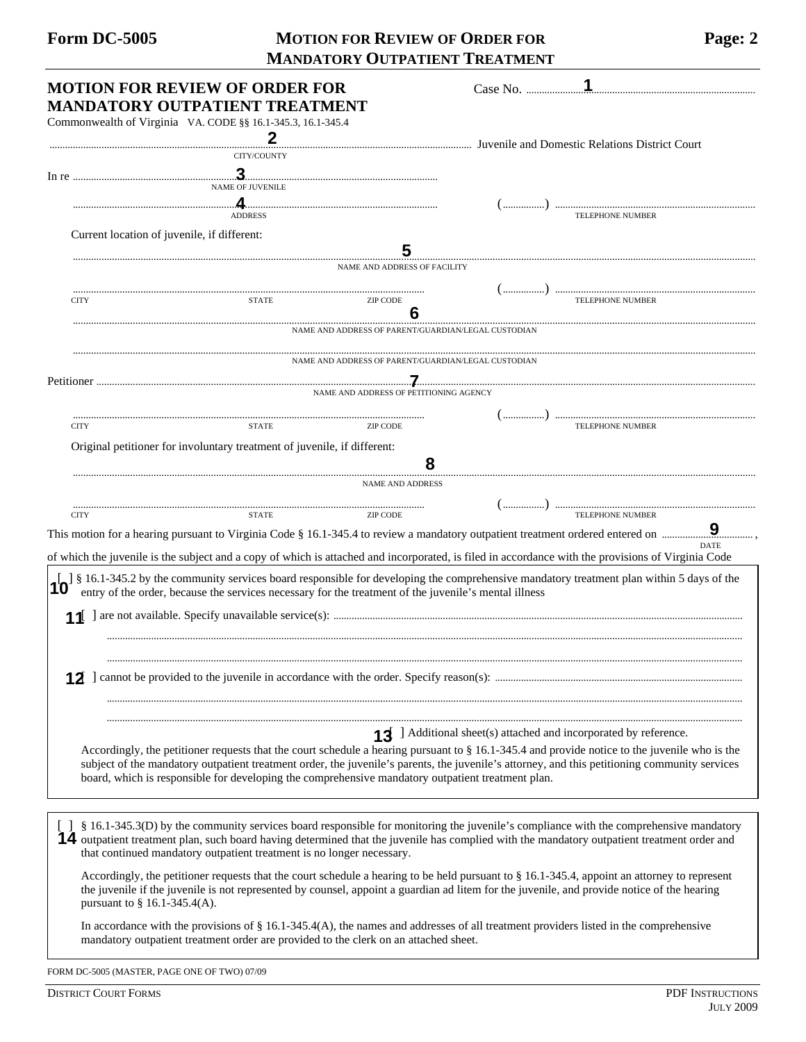Form DC-5005 **MOTION FOR REVIEW OF ORDER FOR MANDATORY OUTPATIENT TREATMENT** Page: 2

## MOTION FOR REVIEW OF ORDER FOR MANDATORY OUTPATIENT TREATMENT

Commonwealth of Virginia VA. CODE §§ 16.1-345.3, 16.1-345.4

Case No. .................**1**.................

.................**2**................. Juvenile and Domestic Relations District Court
CITY/COUNTY

In re .................**3**.................
NAME OF JUVENILE

.................**4**................. (...............) .................
ADDRESS TELEPHONE NUMBER

Current location of juvenile, if different:

.................**5**.................
NAME AND ADDRESS OF FACILITY

................. (...............) .................
CITY STATE ZIP CODE TELEPHONE NUMBER

.................**6**.................
NAME AND ADDRESS OF PARENT/GUARDIAN/LEGAL CUSTODIAN

.................
NAME AND ADDRESS OF PARENT/GUARDIAN/LEGAL CUSTODIAN

Petitioner .................**7**.................
NAME AND ADDRESS OF PETITIONING AGENCY

................. (...............) .................
CITY STATE ZIP CODE TELEPHONE NUMBER

Original petitioner for involuntary treatment of juvenile, if different:

.................**8**.................
NAME AND ADDRESS

................. (...............) .................
CITY STATE ZIP CODE TELEPHONE NUMBER

This motion for a hearing pursuant to Virginia Code § 16.1-345.4 to review a mandatory outpatient treatment ordered entered on .........**9**........., 
DATE
of which the juvenile is the subject and a copy of which is attached and incorporated, is filed in accordance with the provisions of Virginia Code

**10** [ ] § 16.1-345.2 by the community services board responsible for developing the comprehensive mandatory treatment plan within 5 days of the entry of the order, because the services necessary for the treatment of the juvenile's mental illness

**11** [ ] are not available. Specify unavailable service(s): .................

.................

.................

**12** [ ] cannot be provided to the juvenile in accordance with the order. Specify reason(s): .................

.................

.................

**13** [ ] Additional sheet(s) attached and incorporated by reference.

Accordingly, the petitioner requests that the court schedule a hearing pursuant to § 16.1-345.4 and provide notice to the juvenile who is the subject of the mandatory outpatient treatment order, the juvenile's parents, the juvenile's attorney, and this petitioning community services board, which is responsible for developing the comprehensive mandatory outpatient treatment plan.

**14** [ ] § 16.1-345.3(D) by the community services board responsible for monitoring the juvenile's compliance with the comprehensive mandatory outpatient treatment plan, such board having determined that the juvenile has complied with the mandatory outpatient treatment order and that continued mandatory outpatient treatment is no longer necessary.

Accordingly, the petitioner requests that the court schedule a hearing to be held pursuant to § 16.1-345.4, appoint an attorney to represent the juvenile if the juvenile is not represented by counsel, appoint a guardian ad litem for the juvenile, and provide notice of the hearing pursuant to § 16.1-345.4(A).

In accordance with the provisions of § 16.1-345.4(A), the names and addresses of all treatment providers listed in the comprehensive mandatory outpatient treatment order are provided to the clerk on an attached sheet.

FORM DC-5005 (MASTER, PAGE ONE OF TWO) 07/09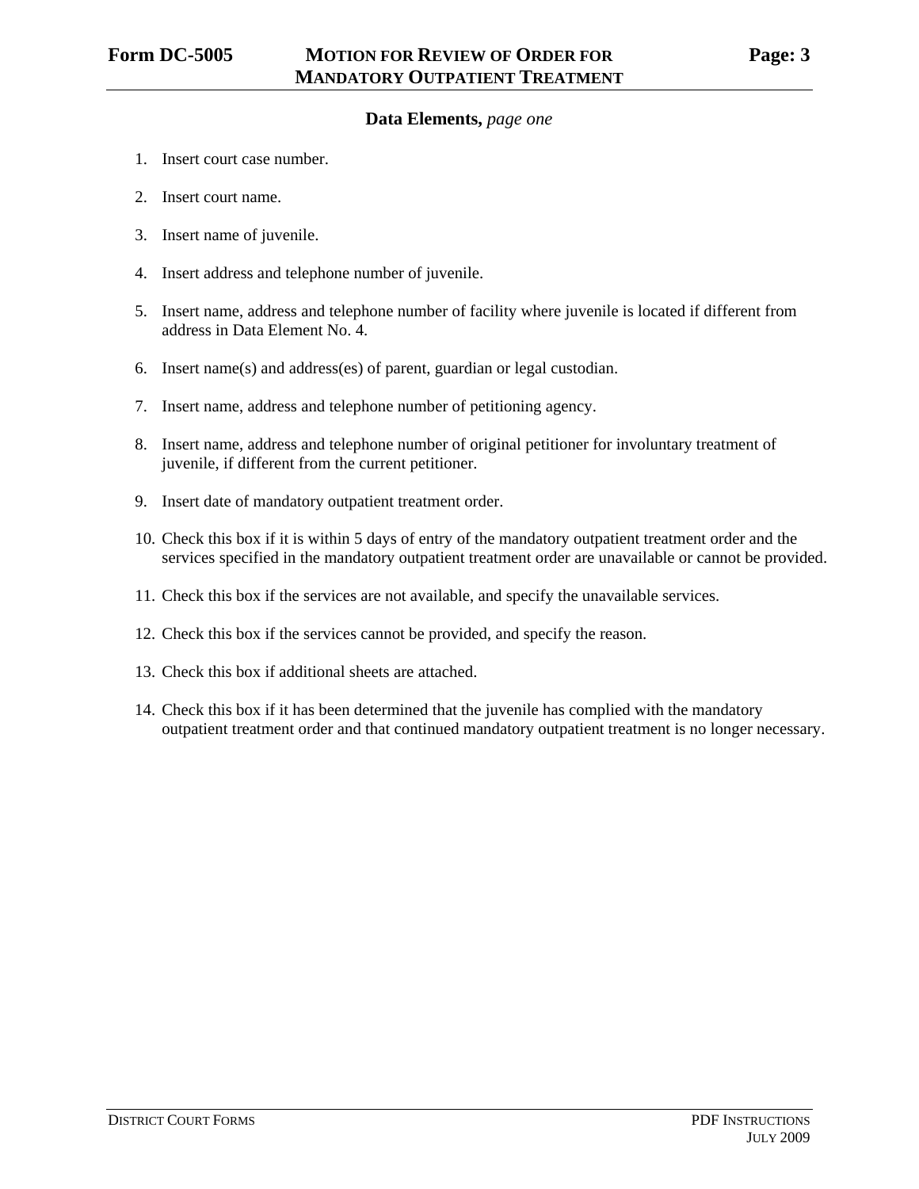## Data Elements, *page one*

1. Insert court case number.
2. Insert court name.
3. Insert name of juvenile.
4. Insert address and telephone number of juvenile.
5. Insert name, address and telephone number of facility where juvenile is located if different from address in Data Element No. 4.
6. Insert name(s) and address(es) of parent, guardian or legal custodian.
7. Insert name, address and telephone number of petitioning agency.
8. Insert name, address and telephone number of original petitioner for involuntary treatment of juvenile, if different from the current petitioner.
9. Insert date of mandatory outpatient treatment order.
10. Check this box if it is within 5 days of entry of the mandatory outpatient treatment order and the services specified in the mandatory outpatient treatment order are unavailable or cannot be provided.
11. Check this box if the services are not available, and specify the unavailable services.
12. Check this box if the services cannot be provided, and specify the reason.
13. Check this box if additional sheets are attached.
14. Check this box if it has been determined that the juvenile has complied with the mandatory outpatient treatment order and that continued mandatory outpatient treatment is no longer necessary.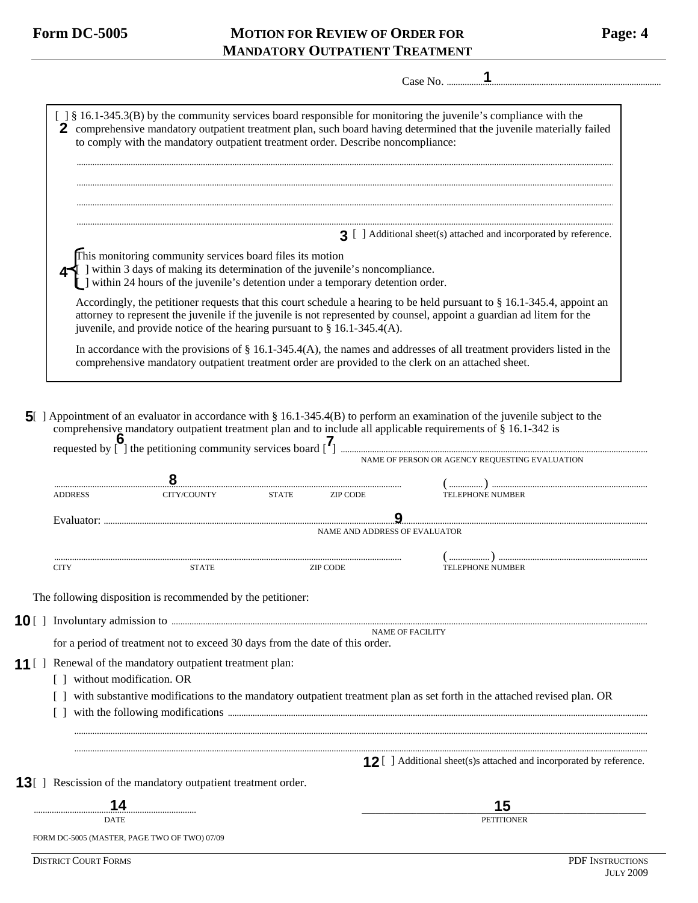**Form DC-5005** — **MOTION FOR REVIEW OF ORDER FOR MANDATORY OUTPATIENT TREATMENT** — **Page: 4**

Case No. ..........1..........

[ ] § 16.1-345.3(B) by the community services board responsible for monitoring the juvenile's compliance with the comprehensive mandatory outpatient treatment plan, such board having determined that the juvenile materially failed to comply with the mandatory outpatient treatment order. Describe noncompliance: **2**

....................................................................................................

....................................................................................................

....................................................................................................

....................................................................................................

**3** [ ] Additional sheet(s) attached and incorporated by reference.

**4** This monitoring community services board files its motion
[ ] within 3 days of making its determination of the juvenile's noncompliance.
[ ] within 24 hours of the juvenile's detention under a temporary detention order.

Accordingly, the petitioner requests that this court schedule a hearing to be held pursuant to § 16.1-345.4, appoint an attorney to represent the juvenile if the juvenile is not represented by counsel, appoint a guardian ad litem for the juvenile, and provide notice of the hearing pursuant to § 16.1-345.4(A).

In accordance with the provisions of § 16.1-345.4(A), the names and addresses of all treatment providers listed in the comprehensive mandatory outpatient treatment order are provided to the clerk on an attached sheet.

**5** [ ] Appointment of an evaluator in accordance with § 16.1-345.4(B) to perform an examination of the juvenile subject to the comprehensive mandatory outpatient treatment plan and to include all applicable requirements of § 16.1-342 is requested by [ ] **6** the petitioning community services board [ ] **7** ....................................................
NAME OF PERSON OR AGENCY REQUESTING EVALUATION

..........**8**.......... ( .......... ) ....................
ADDRESS CITY/COUNTY STATE ZIP CODE TELEPHONE NUMBER

Evaluator: ..........**9**..........
NAME AND ADDRESS OF EVALUATOR

.................................................... ( .......... ) ....................
CITY STATE ZIP CODE TELEPHONE NUMBER

The following disposition is recommended by the petitioner:

**10** [ ] Involuntary admission to ....................................................
NAME OF FACILITY
for a period of treatment not to exceed 30 days from the date of this order.

**11** [ ] Renewal of the mandatory outpatient treatment plan:
[ ] without modification. OR
[ ] with substantive modifications to the mandatory outpatient treatment plan as set forth in the attached revised plan. OR
[ ] with the following modifications ....................................................

....................................................................................................

....................................................................................................

**12** [ ] Additional sheet(s)s attached and incorporated by reference.

**13** [ ] Rescission of the mandatory outpatient treatment order.

..........**14**.......... ..........**15**..........
DATE PETITIONER

FORM DC-5005 (MASTER, PAGE TWO OF TWO) 07/09

DISTRICT COURT FORMS — PDF INSTRUCTIONS JULY 2009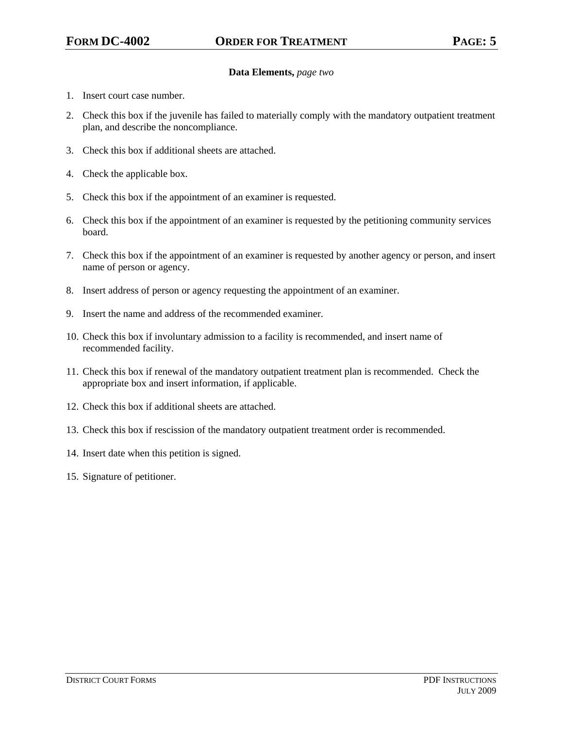**Data Elements,** *page two*

1. Insert court case number.
2. Check this box if the juvenile has failed to materially comply with the mandatory outpatient treatment plan, and describe the noncompliance.
3. Check this box if additional sheets are attached.
4. Check the applicable box.
5. Check this box if the appointment of an examiner is requested.
6. Check this box if the appointment of an examiner is requested by the petitioning community services board.
7. Check this box if the appointment of an examiner is requested by another agency or person, and insert name of person or agency.
8. Insert address of person or agency requesting the appointment of an examiner.
9. Insert the name and address of the recommended examiner.
10. Check this box if involuntary admission to a facility is recommended, and insert name of recommended facility.
11. Check this box if renewal of the mandatory outpatient treatment plan is recommended. Check the appropriate box and insert information, if applicable.
12. Check this box if additional sheets are attached.
13. Check this box if rescission of the mandatory outpatient treatment order is recommended.
14. Insert date when this petition is signed.
15. Signature of petitioner.